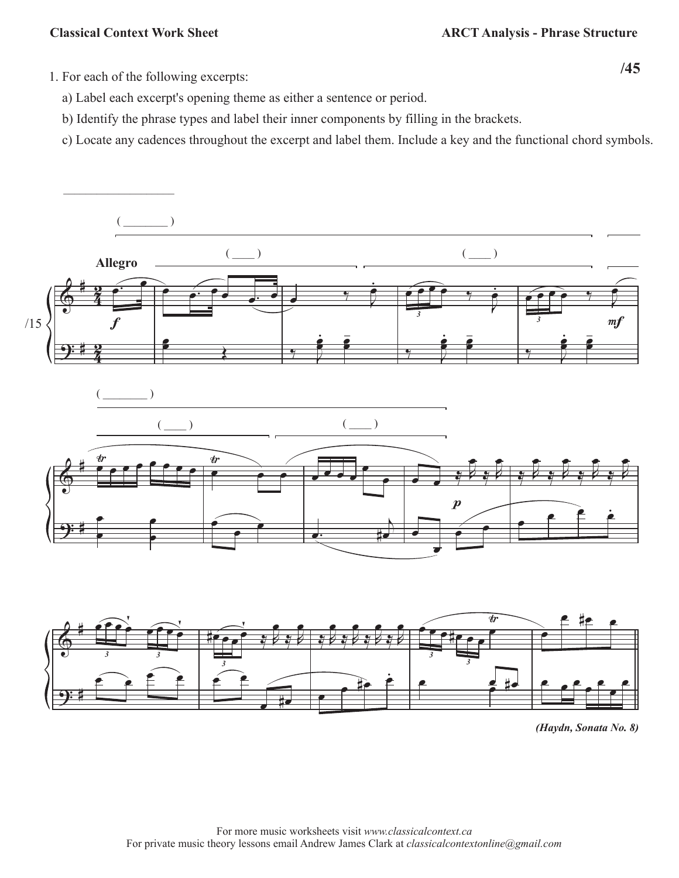**Classical Context Work Sheet** **ARCT Analysis - Phrase Structure**

**/45**

1. For each of the following excerpts:

   a) Label each excerpt's opening theme as either a sentence or period.

   b) Identify the phrase types and label their inner components by filling in the brackets.

   c) Locate any cadences throughout the excerpt and label them. Include a key and the functional chord symbols.

__________________

( ________ )

( ____ ) ( ____ )

**Allegro**

/15

( ________ )

( ____ ) ( ____ )

***(Haydn, Sonata No. 8)***

For more music worksheets visit *www.classicalcontext.ca*
For private music theory lessons email Andrew James Clark at *classicalcontextonline@gmail.com*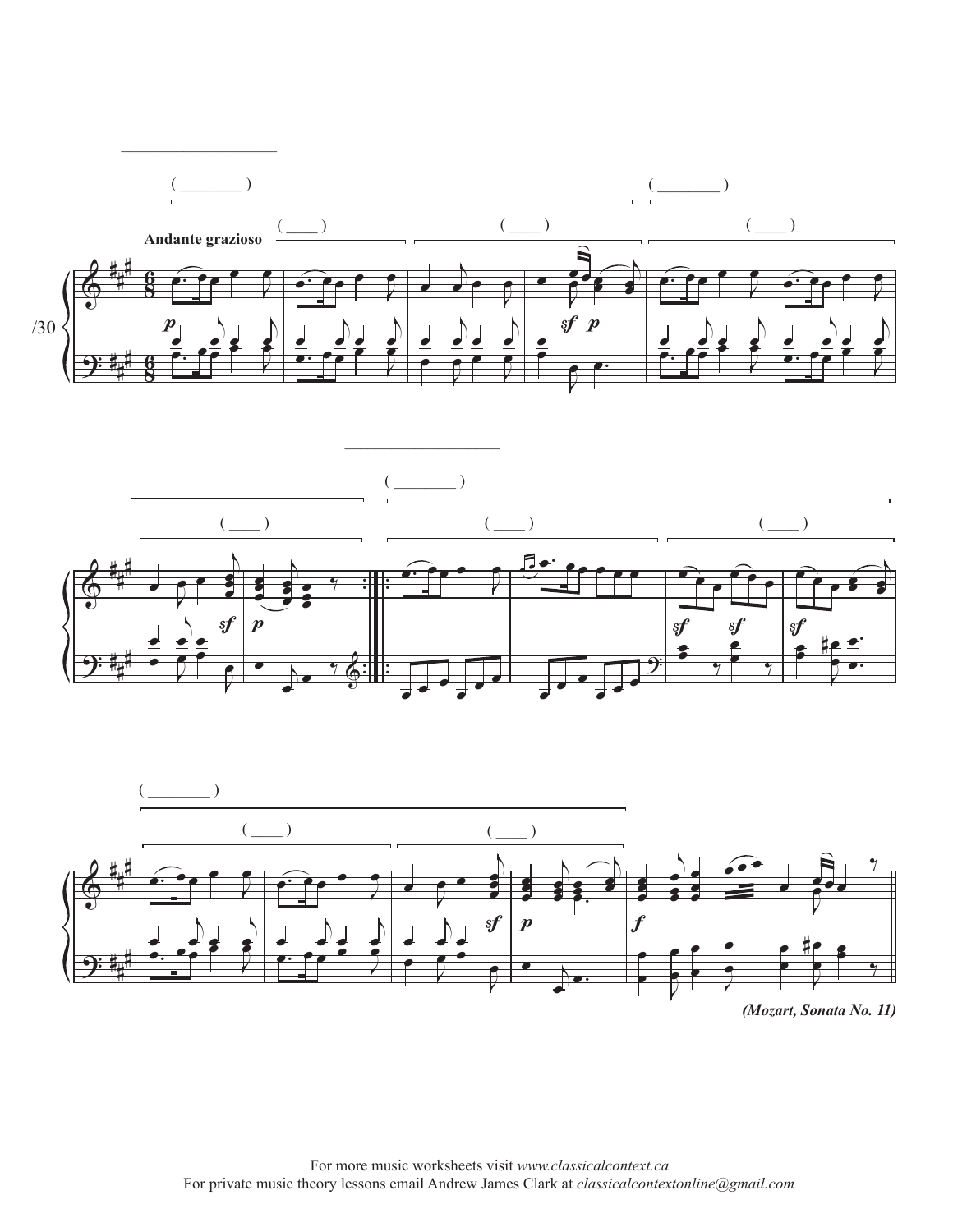/30

( ________ )

( ____ )

Andante grazioso

*(Mozart, Sonata No. 11)*

For more music worksheets visit *www.classicalcontext.ca*
For private music theory lessons email Andrew James Clark at *classicalcontextonline@gmail.com*